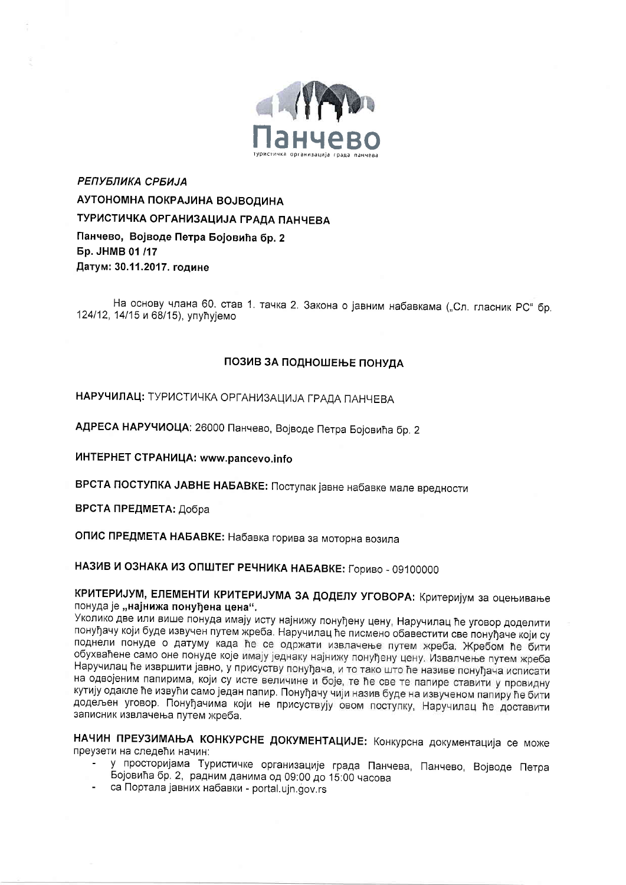Панчево

туристичка организација града панчева

*РЕПУБЛИКА СРБИЈА*

**АУТОНОМНА ПОКРАЈИНА ВОЈВОДИНА**

**ТУРИСТИЧКА ОРГАНИЗАЦИЈА ГРАДА ПАНЧЕВА**

**Панчево, Војводе Петра Бојовића бр. 2**

**Бр. ЈНМВ 01 /17**

**Датум: 30.11.2017. године**

На основу члана 60. став 1. тачка 2. Закона о јавним набавкама („Сл. гласник РС" бр. 124/12, 14/15 и 68/15), упућујемо

## ПОЗИВ ЗА ПОДНОШЕЊЕ ПОНУДА

**НАРУЧИЛАЦ:** ТУРИСТИЧКА ОРГАНИЗАЦИЈА ГРАДА ПАНЧЕВА

**АДРЕСА НАРУЧИОЦА:** 26000 Панчево, Војводе Петра Бојовића бр. 2

**ИНТЕРНЕТ СТРАНИЦА: www.pancevo.info**

**ВРСТА ПОСТУПКА ЈАВНЕ НАБАВКЕ:** Поступак јавне набавке мале вредности

**ВРСТА ПРЕДМЕТА:** Добра

**ОПИС ПРЕДМЕТА НАБАВКЕ:** Набавка горива за моторна возила

**НАЗИВ И ОЗНАКА ИЗ ОПШТЕГ РЕЧНИКА НАБАВКЕ:** Гориво - 09100000

**КРИТЕРИЈУМ, ЕЛЕМЕНТИ КРИТЕРИЈУМА ЗА ДОДЕЛУ УГОВОРА:** Критеријум за оцењивање понуда је **„најнижа понуђена цена".**
Уколико две или више понуда имају исту најнижу понуђену цену, Наручилац ће уговор доделити понуђачу који буде извучен путем жреба. Наручилац ће писмено обавестити све понуђаче који су поднели понуде о датуму када ће се одржати извлачење путем жреба. Жребом ће бити обухваћене само оне понуде које имају једнаку најнижу понуђену цену. Извлачење путем жреба Наручилац ће извршити јавно, у присуству понуђача, и то тако што ће називе понуђача исписати на одвојеним папирима, који су исте величине и боје, те ће све те папире ставити у провидну кутију одакле ће извући само један папир. Понуђачу чији назив буде на извученом папиру ће бити додељен уговор. Понуђачима који не присуствују овом поступку, Наручилац ће доставити записник извлачења путем жреба.

**НАЧИН ПРЕУЗИМАЊА КОНКУРСНЕ ДОКУМЕНТАЦИЈЕ:** Конкурсна документација се може преузети на следећи начин:

- у просторијама Туристичке организације града Панчева, Панчево, Војводе Петра Бојовића бр. 2, радним данима од 09:00 до 15:00 часова
- са Портала јавних набавки - portal.ujn.gov.rs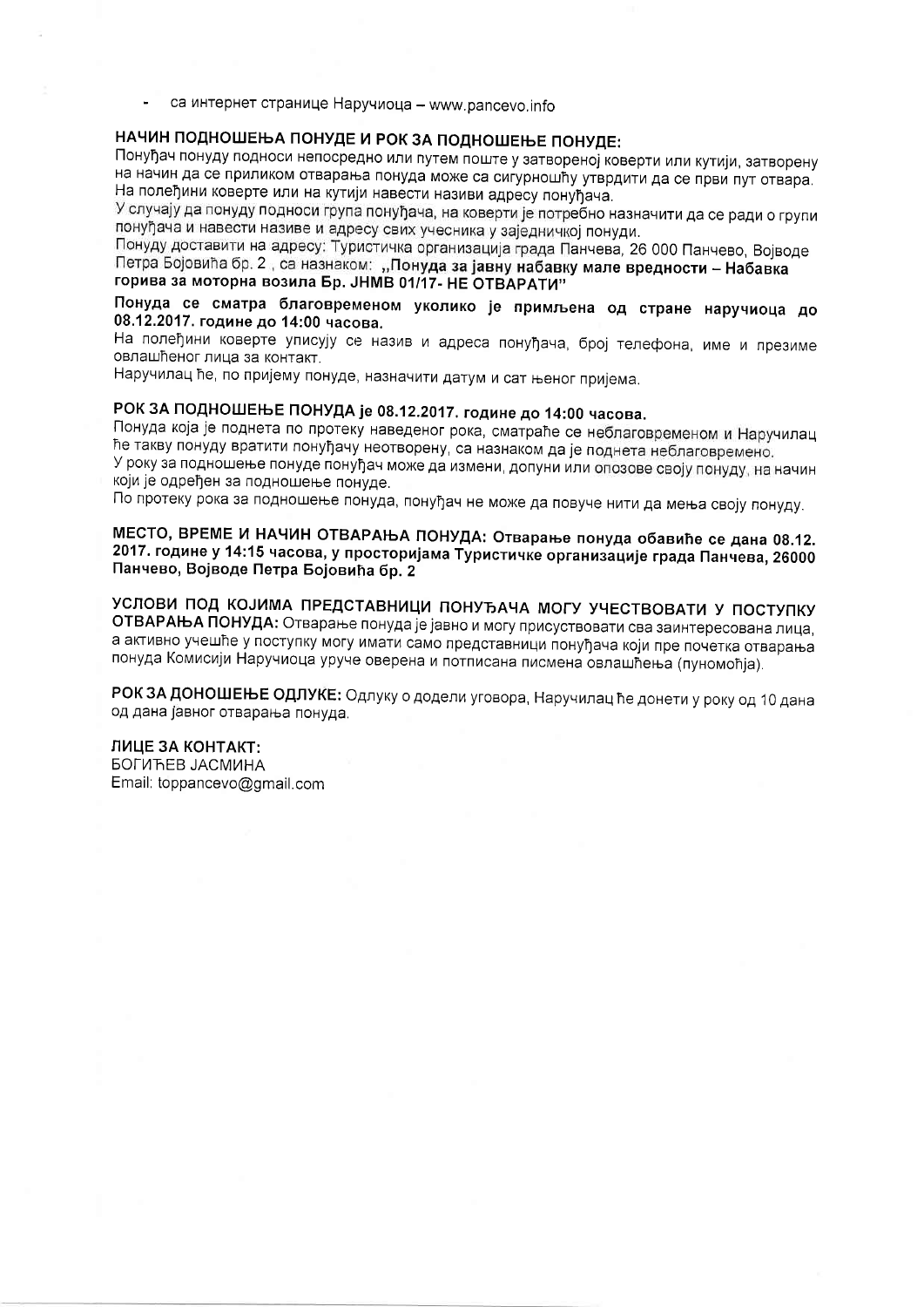- са интернет странице Наручиоца – www.pancevo.info

**НАЧИН ПОДНОШЕЊА ПОНУДЕ И РОК ЗА ПОДНОШЕЊЕ ПОНУДЕ:**
Понуђач понуду подноси непосредно или путем поште у затвореној коверти или кутији, затворену на начин да се приликом отварања понуда може са сигурношћу утврдити да се први пут отвара. На полеђини коверте или на кутији навести називи адресу понуђача.
У случају да понуду подноси група понуђача, на коверти је потребно назначити да се ради о групи понуђача и навести називе и адресу свих учесника у заједничкој понуди.
Понуду доставити на адресу: Туристичка организација града Панчева, 26 000 Панчево, Војводе Петра Бојовића бр. 2 , са назнаком: **„Понуда за јавну набавку мале вредности – Набавка горива за моторна возила Бр. ЈНМВ 01/17- НЕ ОТВАРАТИ"**

**Понуда се сматра благовременом уколико је примљена од стране наручиоца до 08.12.2017. године до 14:00 часова.**
На полеђини коверте уписују се назив и адреса понуђача, број телефона, име и презиме овлашћеног лица за контакт.
Наручилац ће, по пријему понуде, назначити датум и сат њеног пријема.

**РОК ЗА ПОДНОШЕЊЕ ПОНУДА је 08.12.2017. године до 14:00 часова.**
Понуда која је поднета по протеку наведеног рока, сматраће се неблаговременом и Наручилац ће такву понуду вратити понуђачу неотворену, са назнаком да је поднета неблаговремено.
У року за подношење понуде понуђач може да измени, допуни или опозове своју понуду, на начин који је одређен за подношење понуде.
По протеку рока за подношење понуда, понуђач не може да повуче нити да мења своју понуду.

**МЕСТО, ВРЕМЕ И НАЧИН ОТВАРАЊА ПОНУДА: Отварање понуда обавиће се дана 08.12. 2017. године у 14:15 часова, у просторијама Туристичке организације града Панчева, 26000 Панчево, Војводе Петра Бојовића бр. 2**

**УСЛОВИ ПОД КОЈИМА ПРЕДСТАВНИЦИ ПОНУЂАЧА МОГУ УЧЕСТВОВАТИ У ПОСТУПКУ ОТВАРАЊА ПОНУДА:** Отварање понуда је јавно и могу присуствовати сва заинтересована лица, а активно учешће у поступку могу имати само представници понуђача који пре почетка отварања понуда Комисији Наручиоца уруче оверена и потписана писмена овлашћења (пуномоћја).

**РОК ЗА ДОНОШЕЊЕ ОДЛУКЕ:** Одлуку о додели уговора, Наручилац ће донети у року од 10 дана од дана јавног отварања понуда.

**ЛИЦЕ ЗА КОНТАКТ:**
БОГИЋЕВ ЈАСМИНА
Email: toppancevo@gmail.com